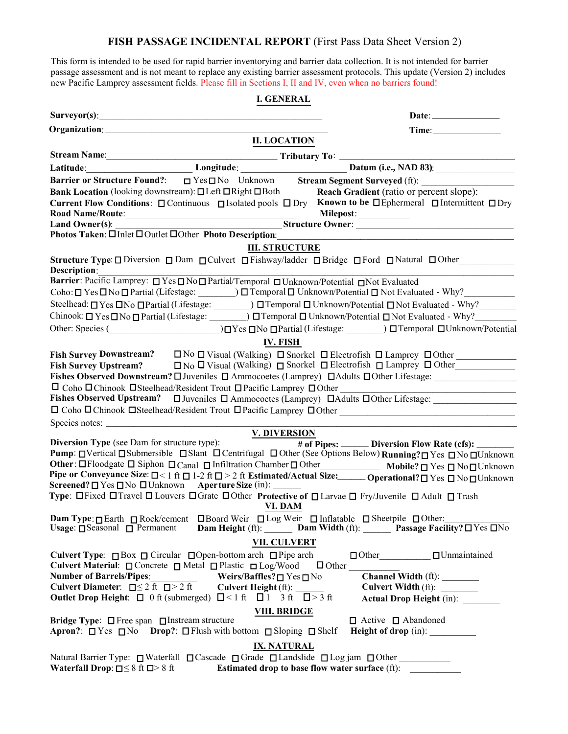# FISH PASSAGE INCIDENTAL REPORT (First Pass Data Sheet Version 2)

This form is intended to be used for rapid barrier inventorying and barrier data collection. It is not intended for barrier passage assessment and is not meant to replace any existing barrier assessment protocols. This update (Version 2) includes new Pacific Lamprey assessment fields. Please fill in Sections I, II and IV, even when no barriers found!

## I. GENERAL

**Surveyor(s)**:__________________________________________________ **Date**:_______________

**Organization**:__________________________________________________ **Time**:_______________

## II. LOCATION

**Stream Name**:_______________________________________ **Tributary To**: _______________________________________

**Latitude**:_____________________ **Longitude**: _____________________ **Datum (i.e., NAD 83)**: _________________

**Barrier or Structure Found?**: ☐ Yes ☐ No Unknown **Stream Segment Surveyed** (ft): ___________________

**Bank Location** (looking downstream): ☐ Left ☐ Right ☐ Both **Reach Gradient** (ratio or percent slope):

**Current Flow Conditions**: ☐ Continuous ☐ Isolated pools ☐ Dry **Known to be** ☐ Ephermeral ☐ Intermittent ☐ Dry

**Road Name/Route**:_______________________________________ **Milepost**: ___________

**Land Owner(s)**:_______________________________________ **Structure Owner**: _______________________________________

**Photos Taken**: ☐ Inlet ☐ Outlet ☐ Other **Photo Description**:_______________________________________

## III. STRUCTURE

**Structure Type**: ☐ Diversion ☐ Dam ☐ Culvert ☐ Fishway/ladder ☐ Bridge ☐ Ford ☐ Natural ☐ Other___________

**Description**:_______________________________________________________________________________

**Barrier**: Pacific Lamprey: ☐ Yes ☐ No ☐ Partial/Temporal ☐ Unknown/Potential ☐ Not Evaluated

Coho: ☐ Yes ☐ No ☐ Partial (Lifestage: _______) ☐ Temporal ☐ Unknown/Potential ☐ Not Evaluated - Why?__________

Steelhead: ☐ Yes ☐ No ☐ Partial (Lifestage: _______) ☐ Temporal ☐ Unknown/Potential ☐ Not Evaluated - Why?________

Chinook: ☐ Yes ☐ No ☐ Partial (Lifestage: _______) ☐ Temporal ☐ Unknown/Potential ☐ Not Evaluated - Why?________

Other: Species (______________________) ☐ Yes ☐ No ☐ Partial (Lifestage: _______) ☐ Temporal ☐ Unknown/Potential

## IV. FISH

**Fish Survey Downstream?** ☐ No ☐ Visual (Walking) ☐ Snorkel ☐ Electrofish ☐ Lamprey ☐ Other ____________

**Fish Survey Upstream?** ☐ No ☐ Visual (Walking) ☐ Snorkel ☐ Electrofish ☐ Lamprey ☐ Other____________

**Fishes Observed Downstream?** ☐ Juveniles ☐ Ammocoetes (Lamprey) ☐ Adults ☐ Other Lifestage: _________________

☐ Coho ☐ Chinook ☐ Steelhead/Resident Trout ☐ Pacific Lamprey ☐ Other _______________________________

**Fishes Observed Upstream?** ☐ Juveniles ☐ Ammocoetes (Lamprey) ☐ Adults ☐ Other Lifestage: _________________

☐ Coho ☐ Chinook ☐ Steelhead/Resident Trout ☐ Pacific Lamprey ☐ Other _______________________________

Species notes: _______________________________________________________________________________

## V. DIVERSION

**Diversion Type** (see Dam for structure type): **# of Pipes:** ______ **Diversion Flow Rate (cfs):** ________

**Pump**: ☐ Vertical ☐ Submersible ☐ Slant ☐ Centrifugal ☐ Other (See Options Below) **Running?** ☐ Yes ☐ No ☐ Unknown

**Other**: ☐ Floodgate ☐ Siphon ☐ Canal ☐ Infiltration Chamber ☐ Other____________ **Mobile?** ☐ Yes ☐ No ☐ Unknown

**Pipe or Conveyance Size**: ☐ < 1 ft ☐ 1-2 ft ☐ > 2 ft **Estimated/Actual Size:**______ **Operational?** ☐ Yes ☐ No ☐ Unknown

**Screened?** ☐ Yes ☐ No ☐ Unknown **Aperture Size** (in): ______

**Type**: ☐ Fixed ☐ Travel ☐ Louvers ☐ Grate ☐ Other **Protective of** ☐ Larvae ☐ Fry/Juvenile ☐ Adult ☐ Trash

## VI. DAM

**Dam Type**: ☐ Earth ☐ Rock/cement ☐ Board Weir ☐ Log Weir ☐ Inflatable ☐ Sheetpile ☐ Other:_____________

**Usage**: ☐ Seasonal ☐ Permanent **Dam Height** (ft): ______ **Dam Width** (ft): ______ **Passage Facility?** ☐ Yes ☐ No

## VII. CULVERT

**Culvert Type**: ☐ Box ☐ Circular ☐ Open-bottom arch ☐ Pipe arch ☐ Other___________ ☐ Unmaintained

**Culvert Material**: ☐ Concrete ☐ Metal ☐ Plastic ☐ Log/Wood ☐ Other

**Number of Barrels/Pipes**:__________ **Weirs/Baffles?** ☐ Yes ☐ No **Channel Width** (ft): ________

**Culvert Diameter**: ☐ ≤ 2 ft ☐ > 2 ft **Culvert Height** (ft): ______ **Culvert Width** (ft): ________

**Outlet Drop Height**: ☐ 0 ft (submerged) ☐ < 1 ft ☐ 1 3 ft ☐ > 3 ft **Actual Drop Height** (in): ________

## VIII. BRIDGE

**Bridge Type**: ☐ Free span ☐ Instream structure ☐ Active ☐ Abandoned

**Apron?**: ☐ Yes ☐ No **Drop?**: ☐ Flush with bottom ☐ Sloping ☐ Shelf **Height of drop** (in): __________

## IX. NATURAL

Natural Barrier Type: ☐ Waterfall ☐ Cascade ☐ Grade ☐ Landslide ☐ Log jam ☐ Other ___________

**Waterfall Drop**: ☐ ≤ 8 ft ☐ > 8 ft **Estimated drop to base flow water surface** (ft): ___________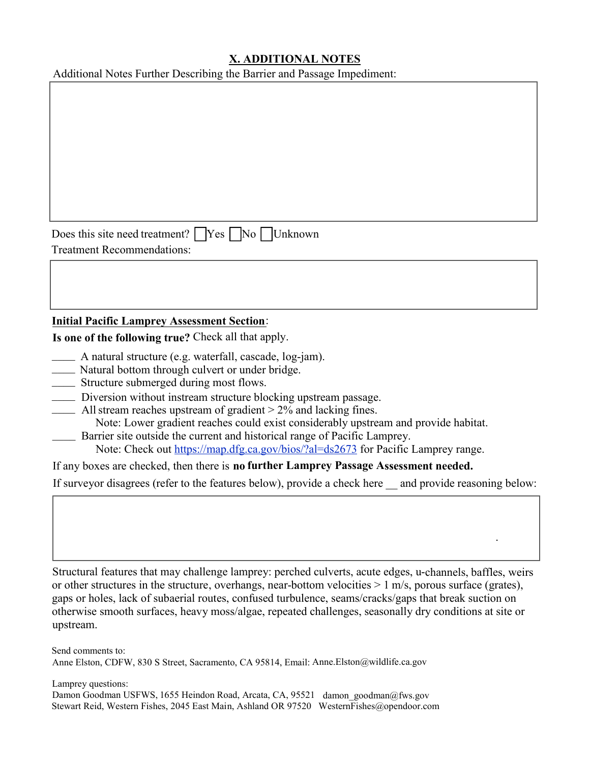## X. ADDITIONAL NOTES

Additional Notes Further Describing the Barrier and Passage Impediment:

Does this site need treatment? ☐ Yes ☐ No ☐ Unknown

Treatment Recommendations:

**Initial Pacific Lamprey Assessment Section**:

**Is one of the following true?** Check all that apply.

____ A natural structure (e.g. waterfall, cascade, log-jam).
____ Natural bottom through culvert or under bridge.
____ Structure submerged during most flows.
____ Diversion without instream structure blocking upstream passage.
____ All stream reaches upstream of gradient > 2% and lacking fines.
  Note: Lower gradient reaches could exist considerably upstream and provide habitat.
____ Barrier site outside the current and historical range of Pacific Lamprey.
  Note: Check out https://map.dfg.ca.gov/bios/?al=ds2673 for Pacific Lamprey range.

If any boxes are checked, then there is **no further Lamprey Passage Assessment needed.**

If surveyor disagrees (refer to the features below), provide a check here __ and provide reasoning below:

Structural features that may challenge lamprey: perched culverts, acute edges, u-channels, baffles, weirs or other structures in the structure, overhangs, near-bottom velocities > 1 m/s, porous surface (grates), gaps or holes, lack of subaerial routes, confused turbulence, seams/cracks/gaps that break suction on otherwise smooth surfaces, heavy moss/algae, repeated challenges, seasonally dry conditions at site or upstream.

Send comments to:
Anne Elston, CDFW, 830 S Street, Sacramento, CA 95814, Email: Anne.Elston@wildlife.ca.gov

Lamprey questions:
Damon Goodman USFWS, 1655 Heindon Road, Arcata, CA, 95521 damon_goodman@fws.gov
Stewart Reid, Western Fishes, 2045 East Main, Ashland OR 97520 WesternFishes@opendoor.com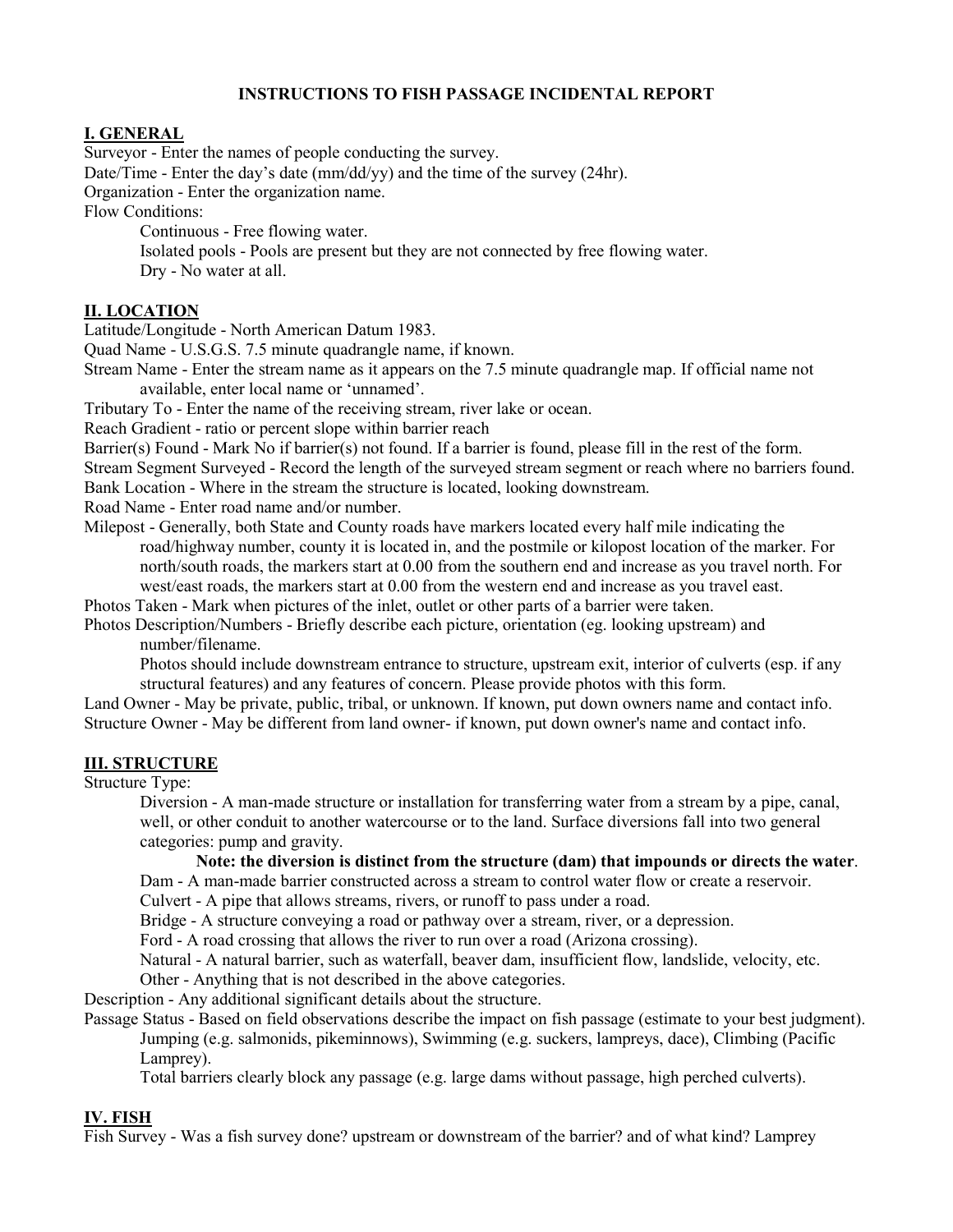# INSTRUCTIONS TO FISH PASSAGE INCIDENTAL REPORT

## I. GENERAL

Surveyor - Enter the names of people conducting the survey.

Date/Time - Enter the day's date (mm/dd/yy) and the time of the survey (24hr).

Organization - Enter the organization name.

Flow Conditions:

- Continuous - Free flowing water.
- Isolated pools - Pools are present but they are not connected by free flowing water.
- Dry - No water at all.

## II. LOCATION

Latitude/Longitude - North American Datum 1983.

Quad Name - U.S.G.S. 7.5 minute quadrangle name, if known.

Stream Name - Enter the stream name as it appears on the 7.5 minute quadrangle map. If official name not available, enter local name or 'unnamed'.

Tributary To - Enter the name of the receiving stream, river lake or ocean.

Reach Gradient - ratio or percent slope within barrier reach

Barrier(s) Found - Mark No if barrier(s) not found. If a barrier is found, please fill in the rest of the form.

Stream Segment Surveyed - Record the length of the surveyed stream segment or reach where no barriers found.

Bank Location - Where in the stream the structure is located, looking downstream.

Road Name - Enter road name and/or number.

Milepost - Generally, both State and County roads have markers located every half mile indicating the road/highway number, county it is located in, and the postmile or kilopost location of the marker. For north/south roads, the markers start at 0.00 from the southern end and increase as you travel north. For west/east roads, the markers start at 0.00 from the western end and increase as you travel east.

Photos Taken - Mark when pictures of the inlet, outlet or other parts of a barrier were taken.

Photos Description/Numbers - Briefly describe each picture, orientation (eg. looking upstream) and number/filename.

Photos should include downstream entrance to structure, upstream exit, interior of culverts (esp. if any structural features) and any features of concern. Please provide photos with this form.

Land Owner - May be private, public, tribal, or unknown. If known, put down owners name and contact info.

Structure Owner - May be different from land owner- if known, put down owner's name and contact info.

## III. STRUCTURE

Structure Type:

- Diversion - A man-made structure or installation for transferring water from a stream by a pipe, canal, well, or other conduit to another watercourse or to the land. Surface diversions fall into two general categories: pump and gravity.

  **Note: the diversion is distinct from the structure (dam) that impounds or directs the water**.
- Dam - A man-made barrier constructed across a stream to control water flow or create a reservoir.
- Culvert - A pipe that allows streams, rivers, or runoff to pass under a road.
- Bridge - A structure conveying a road or pathway over a stream, river, or a depression.
- Ford - A road crossing that allows the river to run over a road (Arizona crossing).
- Natural - A natural barrier, such as waterfall, beaver dam, insufficient flow, landslide, velocity, etc.
- Other - Anything that is not described in the above categories.

Description - Any additional significant details about the structure.

Passage Status - Based on field observations describe the impact on fish passage (estimate to your best judgment).

Jumping (e.g. salmonids, pikeminnows), Swimming (e.g. suckers, lampreys, dace), Climbing (Pacific Lamprey).

Total barriers clearly block any passage (e.g. large dams without passage, high perched culverts).

## IV. FISH

Fish Survey - Was a fish survey done? upstream or downstream of the barrier? and of what kind? Lamprey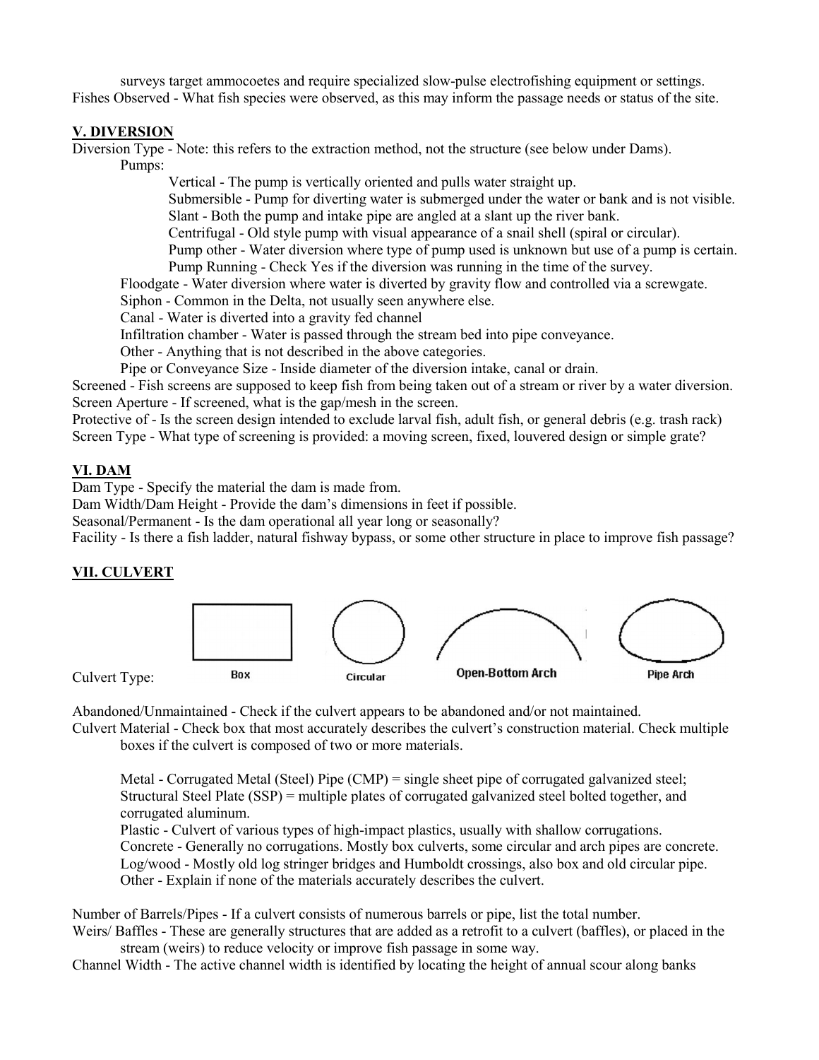surveys target ammocoetes and require specialized slow-pulse electrofishing equipment or settings.
Fishes Observed - What fish species were observed, as this may inform the passage needs or status of the site.

## V. DIVERSION

Diversion Type - Note: this refers to the extraction method, not the structure (see below under Dams).

Pumps:

- Vertical - The pump is vertically oriented and pulls water straight up.
- Submersible - Pump for diverting water is submerged under the water or bank and is not visible.
- Slant - Both the pump and intake pipe are angled at a slant up the river bank.
- Centrifugal - Old style pump with visual appearance of a snail shell (spiral or circular).
- Pump other - Water diversion where type of pump used is unknown but use of a pump is certain.
- Pump Running - Check Yes if the diversion was running in the time of the survey.

Floodgate - Water diversion where water is diverted by gravity flow and controlled via a screwgate.
Siphon - Common in the Delta, not usually seen anywhere else.
Canal - Water is diverted into a gravity fed channel
Infiltration chamber - Water is passed through the stream bed into pipe conveyance.
Other - Anything that is not described in the above categories.
Pipe or Conveyance Size - Inside diameter of the diversion intake, canal or drain.

Screened - Fish screens are supposed to keep fish from being taken out of a stream or river by a water diversion.
Screen Aperture - If screened, what is the gap/mesh in the screen.
Protective of - Is the screen design intended to exclude larval fish, adult fish, or general debris (e.g. trash rack)
Screen Type - What type of screening is provided: a moving screen, fixed, louvered design or simple grate?

## VI. DAM

Dam Type - Specify the material the dam is made from.
Dam Width/Dam Height - Provide the dam's dimensions in feet if possible.
Seasonal/Permanent - Is the dam operational all year long or seasonally?
Facility - Is there a fish ladder, natural fishway bypass, or some other structure in place to improve fish passage?

## VII. CULVERT

Culvert Type: Box, Circular, Open-Bottom Arch, Pipe Arch

Abandoned/Unmaintained - Check if the culvert appears to be abandoned and/or not maintained.
Culvert Material - Check box that most accurately describes the culvert's construction material. Check multiple boxes if the culvert is composed of two or more materials.

- Metal - Corrugated Metal (Steel) Pipe (CMP) = single sheet pipe of corrugated galvanized steel; Structural Steel Plate (SSP) = multiple plates of corrugated galvanized steel bolted together, and corrugated aluminum.
- Plastic - Culvert of various types of high-impact plastics, usually with shallow corrugations.
- Concrete - Generally no corrugations. Mostly box culverts, some circular and arch pipes are concrete.
- Log/wood - Mostly old log stringer bridges and Humboldt crossings, also box and old circular pipe.
- Other - Explain if none of the materials accurately describes the culvert.

Number of Barrels/Pipes - If a culvert consists of numerous barrels or pipe, list the total number.
Weirs/ Baffles - These are generally structures that are added as a retrofit to a culvert (baffles), or placed in the stream (weirs) to reduce velocity or improve fish passage in some way.
Channel Width - The active channel width is identified by locating the height of annual scour along banks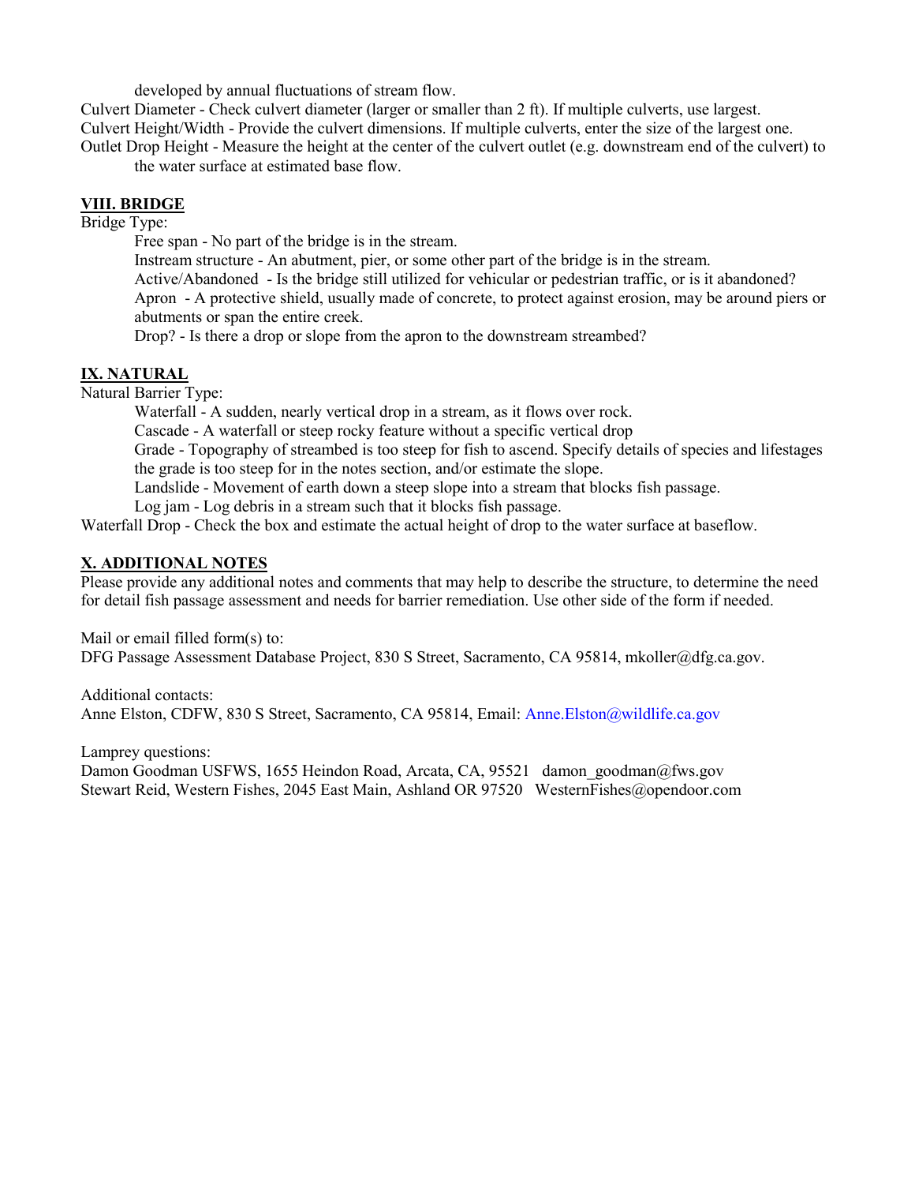developed by annual fluctuations of stream flow.

Culvert Diameter - Check culvert diameter (larger or smaller than 2 ft). If multiple culverts, use largest.

Culvert Height/Width - Provide the culvert dimensions. If multiple culverts, enter the size of the largest one.

Outlet Drop Height - Measure the height at the center of the culvert outlet (e.g. downstream end of the culvert) to the water surface at estimated base flow.

## VIII. BRIDGE

Bridge Type:

Free span - No part of the bridge is in the stream.

Instream structure - An abutment, pier, or some other part of the bridge is in the stream.

Active/Abandoned - Is the bridge still utilized for vehicular or pedestrian traffic, or is it abandoned?

Apron - A protective shield, usually made of concrete, to protect against erosion, may be around piers or abutments or span the entire creek.

Drop? - Is there a drop or slope from the apron to the downstream streambed?

## IX. NATURAL

Natural Barrier Type:

Waterfall - A sudden, nearly vertical drop in a stream, as it flows over rock.

Cascade - A waterfall or steep rocky feature without a specific vertical drop

Grade - Topography of streambed is too steep for fish to ascend. Specify details of species and lifestages the grade is too steep for in the notes section, and/or estimate the slope.

Landslide - Movement of earth down a steep slope into a stream that blocks fish passage.

Log jam - Log debris in a stream such that it blocks fish passage.

Waterfall Drop - Check the box and estimate the actual height of drop to the water surface at baseflow.

## X. ADDITIONAL NOTES

Please provide any additional notes and comments that may help to describe the structure, to determine the need for detail fish passage assessment and needs for barrier remediation. Use other side of the form if needed.

Mail or email filled form(s) to:
DFG Passage Assessment Database Project, 830 S Street, Sacramento, CA 95814, mkoller@dfg.ca.gov.

Additional contacts:
Anne Elston, CDFW, 830 S Street, Sacramento, CA 95814, Email: Anne.Elston@wildlife.ca.gov

Lamprey questions:
Damon Goodman USFWS, 1655 Heindon Road, Arcata, CA, 95521 damon_goodman@fws.gov
Stewart Reid, Western Fishes, 2045 East Main, Ashland OR 97520 WesternFishes@opendoor.com